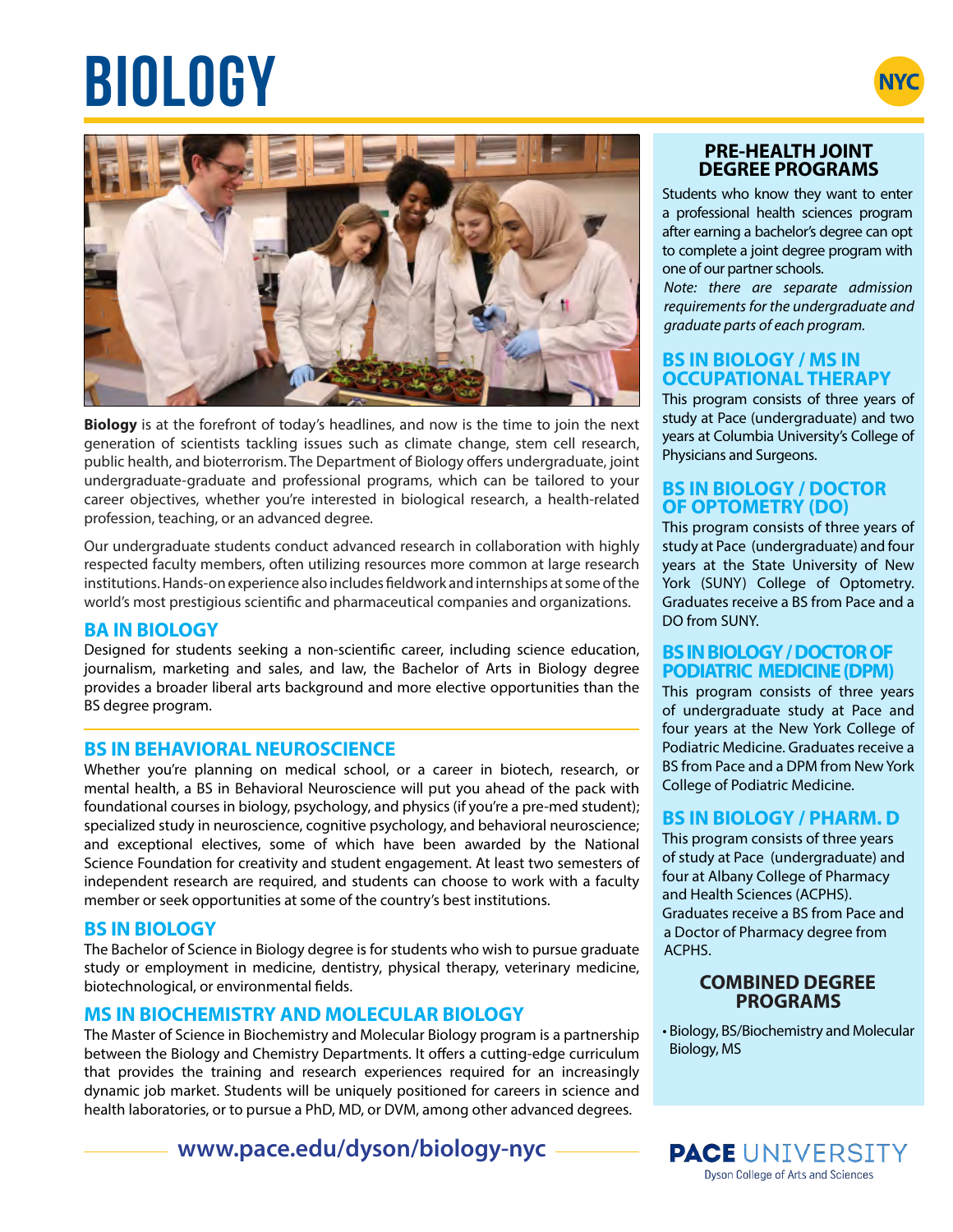# BIOLOGY

NYC

**Biology** is at the forefront of today's headlines, and now is the time to join the next generation of scientists tackling issues such as climate change, stem cell research, public health, and bioterrorism. The Department of Biology offers undergraduate, joint undergraduate-graduate and professional programs, which can be tailored to your career objectives, whether you're interested in biological research, a health-related profession, teaching, or an advanced degree.

Our undergraduate students conduct advanced research in collaboration with highly respected faculty members, often utilizing resources more common at large research institutions. Hands-on experience also includes fieldwork and internships at some of the world's most prestigious scientific and pharmaceutical companies and organizations.

## BA IN BIOLOGY

Designed for students seeking a non-scientific career, including science education, journalism, marketing and sales, and law, the Bachelor of Arts in Biology degree provides a broader liberal arts background and more elective opportunities than the BS degree program.

## BS IN BEHAVIORAL NEUROSCIENCE

Whether you're planning on medical school, or a career in biotech, research, or mental health, a BS in Behavioral Neuroscience will put you ahead of the pack with foundational courses in biology, psychology, and physics (if you're a pre-med student); specialized study in neuroscience, cognitive psychology, and behavioral neuroscience; and exceptional electives, some of which have been awarded by the National Science Foundation for creativity and student engagement. At least two semesters of independent research are required, and students can choose to work with a faculty member or seek opportunities at some of the country's best institutions.

## BS IN BIOLOGY

The Bachelor of Science in Biology degree is for students who wish to pursue graduate study or employment in medicine, dentistry, physical therapy, veterinary medicine, biotechnological, or environmental fields.

## MS IN BIOCHEMISTRY AND MOLECULAR BIOLOGY

The Master of Science in Biochemistry and Molecular Biology program is a partnership between the Biology and Chemistry Departments. It offers a cutting-edge curriculum that provides the training and research experiences required for an increasingly dynamic job market. Students will be uniquely positioned for careers in science and health laboratories, or to pursue a PhD, MD, or DVM, among other advanced degrees.

**www.pace.edu/dyson/biology-nyc**

## PRE-HEALTH JOINT DEGREE PROGRAMS

Students who know they want to enter a professional health sciences program after earning a bachelor's degree can opt to complete a joint degree program with one of our partner schools.

*Note: there are separate admission requirements for the undergraduate and graduate parts of each program.*

### BS IN BIOLOGY / MS IN OCCUPATIONAL THERAPY

This program consists of three years of study at Pace (undergraduate) and two years at Columbia University's College of Physicians and Surgeons.

### BS IN BIOLOGY / DOCTOR OF OPTOMETRY (DO)

This program consists of three years of study at Pace (undergraduate) and four years at the State University of New York (SUNY) College of Optometry. Graduates receive a BS from Pace and a DO from SUNY.

### BS IN BIOLOGY / DOCTOR OF PODIATRIC MEDICINE (DPM)

This program consists of three years of undergraduate study at Pace and four years at the New York College of Podiatric Medicine. Graduates receive a BS from Pace and a DPM from New York College of Podiatric Medicine.

### BS IN BIOLOGY / PHARM. D

This program consists of three years of study at Pace (undergraduate) and four at Albany College of Pharmacy and Health Sciences (ACPHS). Graduates receive a BS from Pace and a Doctor of Pharmacy degree from ACPHS.

## COMBINED DEGREE PROGRAMS

- Biology, BS/Biochemistry and Molecular Biology, MS

**PACE UNIVERSITY**
Dyson College of Arts and Sciences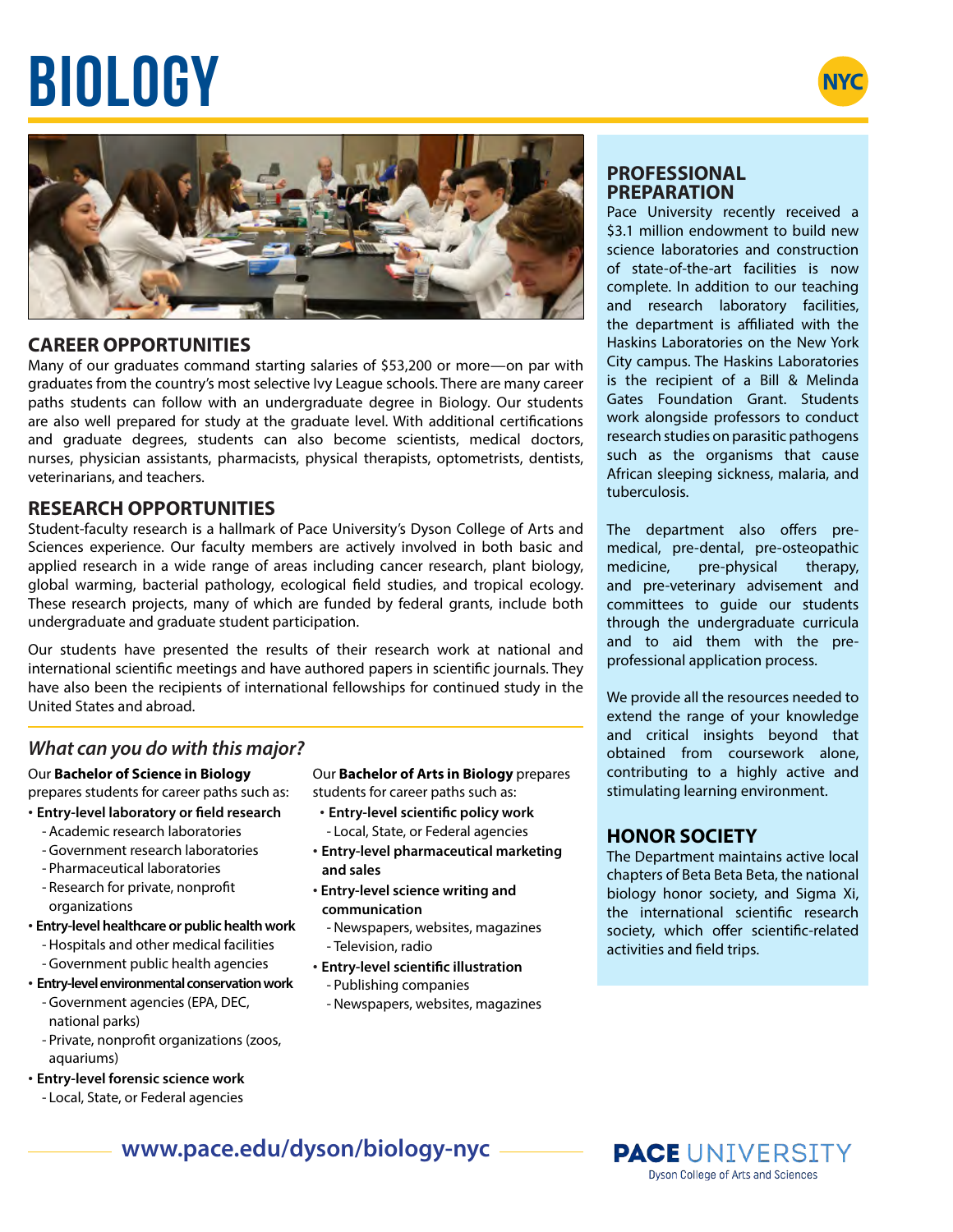# BIOLOGY

NYC

## CAREER OPPORTUNITIES

Many of our graduates command starting salaries of $53,200 or more—on par with graduates from the country's most selective Ivy League schools. There are many career paths students can follow with an undergraduate degree in Biology. Our students are also well prepared for study at the graduate level. With additional certifications and graduate degrees, students can also become scientists, medical doctors, nurses, physician assistants, pharmacists, physical therapists, optometrists, dentists, veterinarians, and teachers.

## RESEARCH OPPORTUNITIES

Student-faculty research is a hallmark of Pace University's Dyson College of Arts and Sciences experience. Our faculty members are actively involved in both basic and applied research in a wide range of areas including cancer research, plant biology, global warming, bacterial pathology, ecological field studies, and tropical ecology. These research projects, many of which are funded by federal grants, include both undergraduate and graduate student participation.

Our students have presented the results of their research work at national and international scientific meetings and have authored papers in scientific journals. They have also been the recipients of international fellowships for continued study in the United States and abroad.

### *What can you do with this major?*

Our **Bachelor of Science in Biology** prepares students for career paths such as:

- **Entry-level laboratory or field research**
  - Academic research laboratories
  - Government research laboratories
  - Pharmaceutical laboratories
  - Research for private, nonprofit organizations
- **Entry-level healthcare or public health work**
  - Hospitals and other medical facilities
  - Government public health agencies
- **Entry-level environmental conservation work**
  - Government agencies (EPA, DEC, national parks)
  - Private, nonprofit organizations (zoos, aquariums)
- **Entry-level forensic science work**
  - Local, State, or Federal agencies

Our **Bachelor of Arts in Biology** prepares students for career paths such as:

- **Entry-level scientific policy work**
  - Local, State, or Federal agencies
- **Entry-level pharmaceutical marketing and sales**
- **Entry-level science writing and communication**
  - Newspapers, websites, magazines
  - Television, radio
- **Entry-level scientific illustration**
  - Publishing companies
  - Newspapers, websites, magazines

## PROFESSIONAL PREPARATION

Pace University recently received a $3.1 million endowment to build new science laboratories and construction of state-of-the-art facilities is now complete. In addition to our teaching and research laboratory facilities, the department is affiliated with the Haskins Laboratories on the New York City campus. The Haskins Laboratories is the recipient of a Bill & Melinda Gates Foundation Grant. Students work alongside professors to conduct research studies on parasitic pathogens such as the organisms that cause African sleeping sickness, malaria, and tuberculosis.

The department also offers pre-medical, pre-dental, pre-osteopathic medicine, pre-physical therapy, and pre-veterinary advisement and committees to guide our students through the undergraduate curricula and to aid them with the pre-professional application process.

We provide all the resources needed to extend the range of your knowledge and critical insights beyond that obtained from coursework alone, contributing to a highly active and stimulating learning environment.

## HONOR SOCIETY

The Department maintains active local chapters of Beta Beta Beta, the national biology honor society, and Sigma Xi, the international scientific research society, which offer scientific-related activities and field trips.

**www.pace.edu/dyson/biology-nyc**

PACE UNIVERSITY
Dyson College of Arts and Sciences